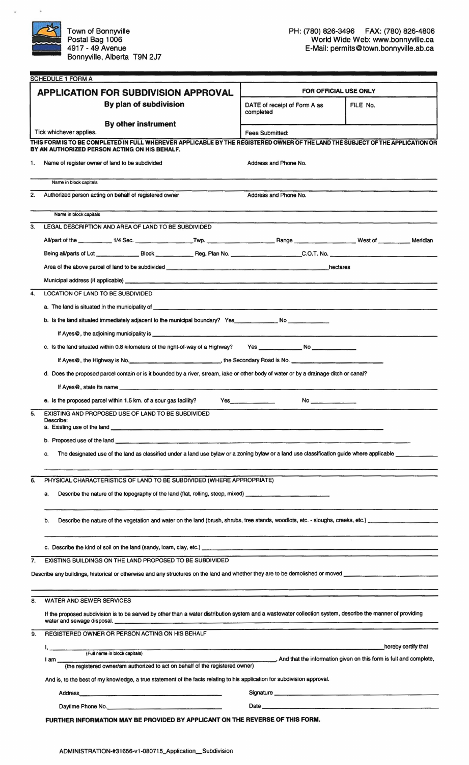Town of Bonnyville
Postal Bag 1006
4917 - 49 Avenue
Bonnyville, Alberta T9N 2J7

PH: (780) 826-3496 FAX: (780) 826-4806
World Wide Web: www.bonnyville.ca
E-Mail: permits@town.bonnyville.ab.ca

SCHEDULE 1 FORM A

| **APPLICATION FOR SUBDIVISION APPROVAL** | **FOR OFFICIAL USE ONLY** | |
|---|---|---|
| **By plan of subdivision** | DATE of receipt of Form A as completed | FILE No. |
| **By other instrument** | | |
| Tick whichever applies. | Fees Submitted: | |

**THIS FORM IS TO BE COMPLETED IN FULL WHEREVER APPLICABLE BY THE REGISTERED OWNER OF THE LAND THE SUBJECT OF THE APPLICATION OR BY AN AUTHORIZED PERSON ACTING ON HIS BEHALF.**

1. Name of register owner of land to be subdivided ______ Address and Phone No. ______

   Name in block capitals

2. Authorized person acting on behalf of registered owner ______ Address and Phone No. ______

   Name in block capitals

3. LEGAL DESCRIPTION AND AREA OF LAND TO BE SUBDIVIDED

   All/part of the __________ 1/4 Sec. __________ Twp. __________ Range __________ West of __________ Meridian

   Being all/parts of Lot __________ Block __________ Reg. Plan No. __________ C.O.T. No. __________

   Area of the above parcel of land to be subdivided __________ hectares

   Municipal address (if applicable) __________

4. LOCATION OF LAND TO BE SUBDIVIDED

   a. The land is situated in the municipality of __________

   b. Is the land situated immediately adjacent to the municipal boundary? Yes__________ No __________

      If Ayes@, the adjoining municipality is __________

   c. Is the land situated within 0.8 kilometers of the right-of-way of a Highway? Yes __________ No __________

      If Ayes@, the Highway is No.__________, the Secondary Road is No. __________

   d. Does the proposed parcel contain or is it bounded by a river, stream, lake or other body of water or by a drainage ditch or canal?

      If Ayes@, state its name __________

   e. Is the proposed parcel within 1.5 km. of a sour gas facility? Yes__________ No __________

5. EXISTING AND PROPOSED USE OF LAND TO BE SUBDIVIDED
   Describe:
   a. Existing use of the land __________

   b. Proposed use of the land __________

   c. The designated use of the land as classified under a land use bylaw or a zoning bylaw or a land use classification guide where applicable __________

6. PHYSICAL CHARACTERISTICS OF LAND TO BE SUBDIVIDED (WHERE APPROPRIATE)

   a. Describe the nature of the topography of the land (flat, rolling, steep, mixed) __________

   b. Describe the nature of the vegetation and water on the land (brush, shrubs, tree stands, woodlots, etc. - sloughs, creeks, etc.) __________

   c. Describe the kind of soil on the land (sandy, loam, clay, etc.) __________

7. EXISTING BUILDINGS ON THE LAND PROPOSED TO BE SUBDIVIDED

Describe any buildings, historical or otherwise and any structures on the land and whether they are to be demolished or moved __________

8. WATER AND SEWER SERVICES

   If the proposed subdivision is to be served by other than a water distribution system and a wastewater collection system, describe the manner of providing water and sewage disposal. __________

9. REGISTERED OWNER OR PERSON ACTING ON HIS BEHALF

   I, __________ hereby certify that
   (Full name in block capitals)

   I am __________, And that the information given on this form is full and complete,
   (the registered owner/am authorized to act on behalf of the registered owner)

   And is, to the best of my knowledge, a true statement of the facts relating to his application for subdivision approval.

   Address__________ Signature __________

   Daytime Phone No.__________ Date __________

**FURTHER INFORMATION MAY BE PROVIDED BY APPLICANT ON THE REVERSE OF THIS FORM.**

ADMINISTRATION-#31656-v1-080715_Application__Subdivision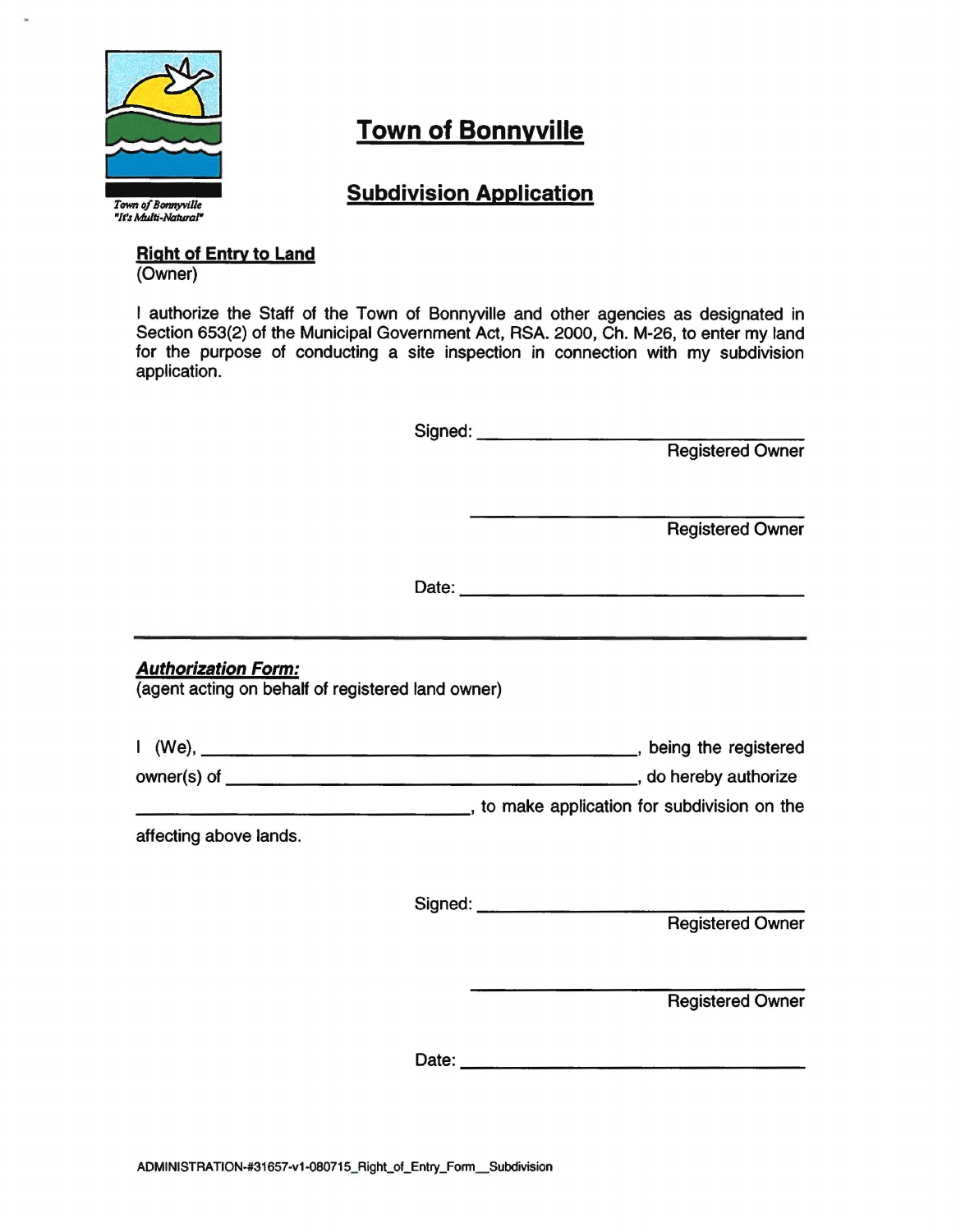Town of Bonnyville
"It's Multi-Natural"

# Town of Bonnyville

## Subdivision Application

### Right of Entry to Land
(Owner)

I authorize the Staff of the Town of Bonnyville and other agencies as designated in Section 653(2) of the Municipal Government Act, RSA. 2000, Ch. M-26, to enter my land for the purpose of conducting a site inspection in connection with my subdivision application.

Signed: ______________________________
Registered Owner

______________________________
Registered Owner

Date: ______________________________

---

### *Authorization Form:*
(agent acting on behalf of registered land owner)

I (We), ________________________________________, being the registered owner(s) of ________________________________________, do hereby authorize ______________________________, to make application for subdivision on the affecting above lands.

Signed: ______________________________
Registered Owner

______________________________
Registered Owner

Date: ______________________________

ADMINISTRATION-#31657-v1-080715_Right_of_Entry_Form__Subdivision